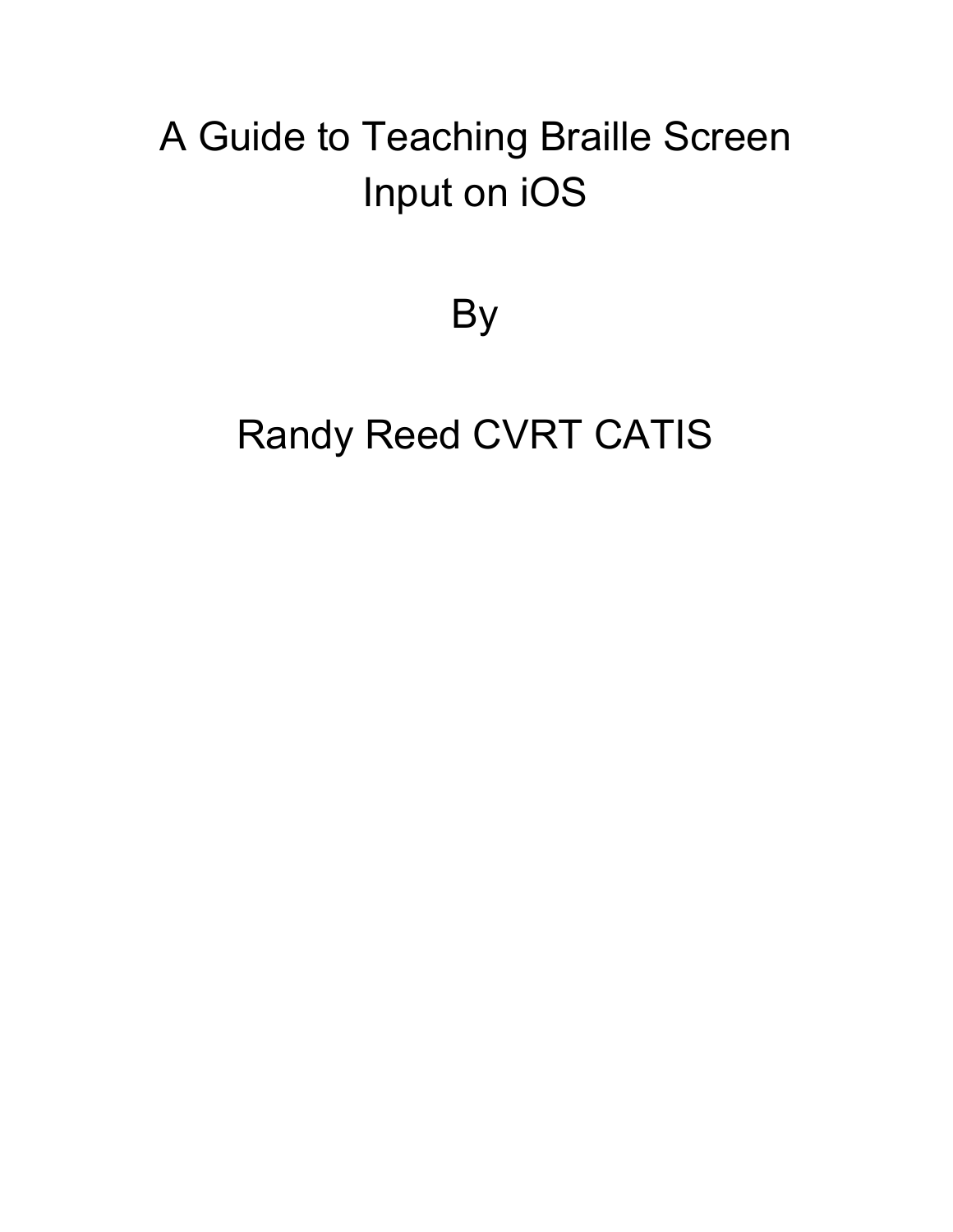# A Guide to Teaching Braille Screen Input on iOS

By

Randy Reed CVRT CATIS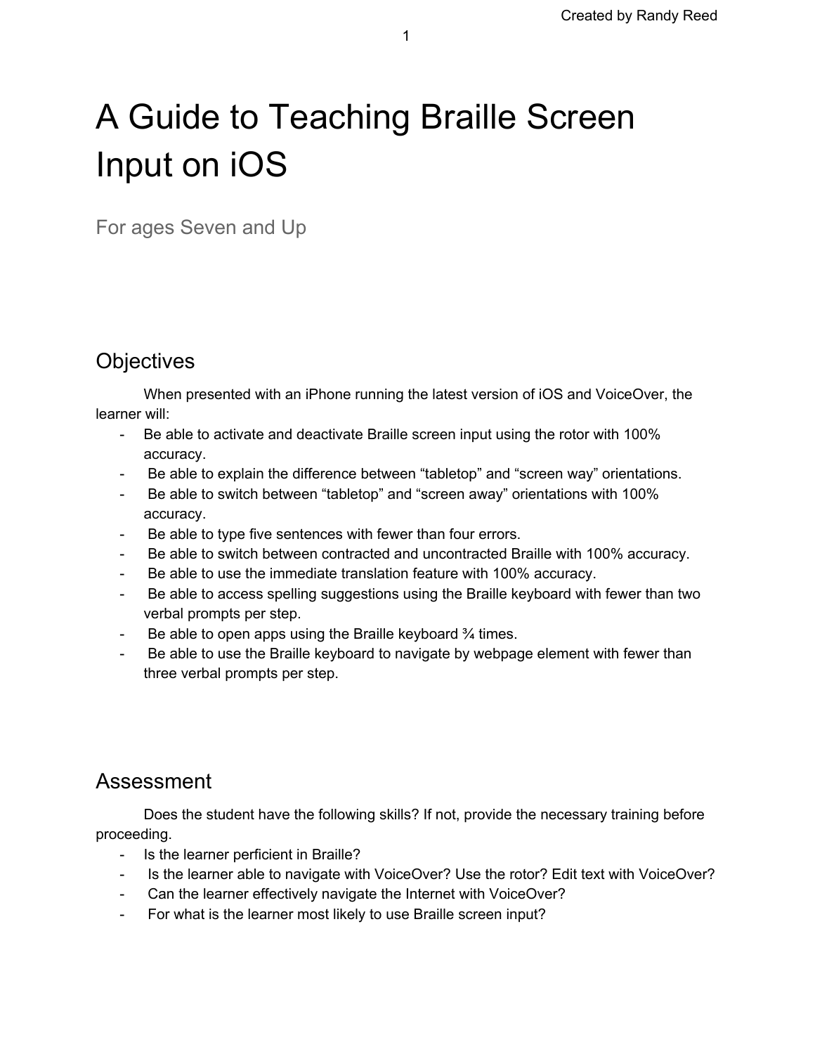# A Guide to Teaching Braille Screen Input on iOS

For ages Seven and Up

## Objectives

When presented with an iPhone running the latest version of iOS and VoiceOver, the learner will:

- Be able to activate and deactivate Braille screen input using the rotor with 100% accuracy.
- Be able to explain the difference between “tabletop” and “screen way” orientations.
- Be able to switch between “tabletop” and “screen away” orientations with 100% accuracy.
- Be able to type five sentences with fewer than four errors.
- Be able to switch between contracted and uncontracted Braille with 100% accuracy.
- Be able to use the immediate translation feature with 100% accuracy.
- Be able to access spelling suggestions using the Braille keyboard with fewer than two verbal prompts per step.
- Be able to open apps using the Braille keyboard ¾ times.
- Be able to use the Braille keyboard to navigate by webpage element with fewer than three verbal prompts per step.

## Assessment

Does the student have the following skills? If not, provide the necessary training before proceeding.

- Is the learner perficient in Braille?
- Is the learner able to navigate with VoiceOver? Use the rotor? Edit text with VoiceOver?
- Can the learner effectively navigate the Internet with VoiceOver?
- For what is the learner most likely to use Braille screen input?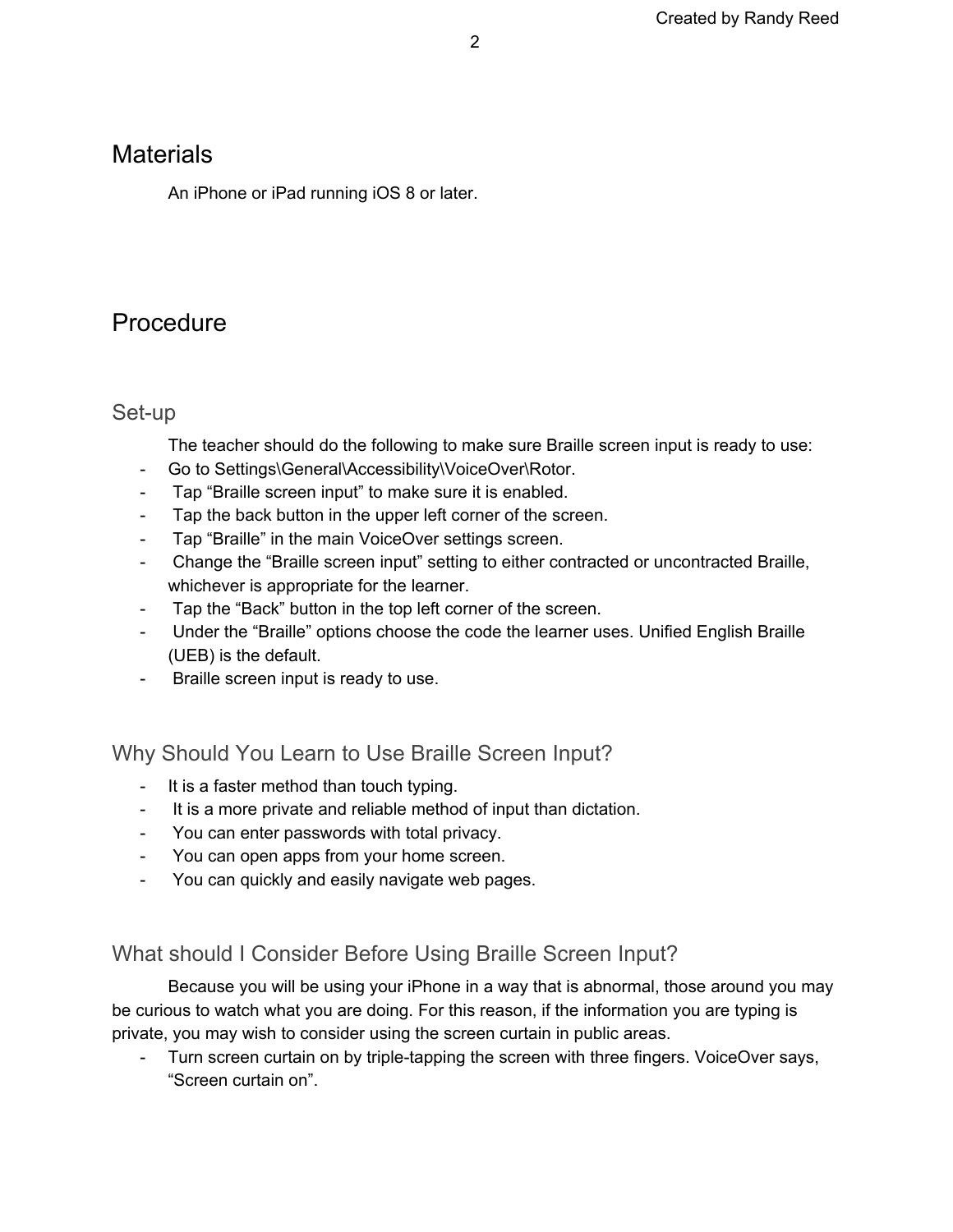## Materials

An iPhone or iPad running iOS 8 or later.

## Procedure

### Set-up

The teacher should do the following to make sure Braille screen input is ready to use:

- Go to Settings\General\Accessibility\VoiceOver\Rotor.
- Tap “Braille screen input” to make sure it is enabled.
- Tap the back button in the upper left corner of the screen.
- Tap “Braille” in the main VoiceOver settings screen.
- Change the “Braille screen input” setting to either contracted or uncontracted Braille, whichever is appropriate for the learner.
- Tap the “Back” button in the top left corner of the screen.
- Under the “Braille” options choose the code the learner uses. Unified English Braille (UEB) is the default.
- Braille screen input is ready to use.

### Why Should You Learn to Use Braille Screen Input?

- It is a faster method than touch typing.
- It is a more private and reliable method of input than dictation.
- You can enter passwords with total privacy.
- You can open apps from your home screen.
- You can quickly and easily navigate web pages.

### What should I Consider Before Using Braille Screen Input?

Because you will be using your iPhone in a way that is abnormal, those around you may be curious to watch what you are doing. For this reason, if the information you are typing is private, you may wish to consider using the screen curtain in public areas.

- Turn screen curtain on by triple-tapping the screen with three fingers. VoiceOver says, “Screen curtain on”.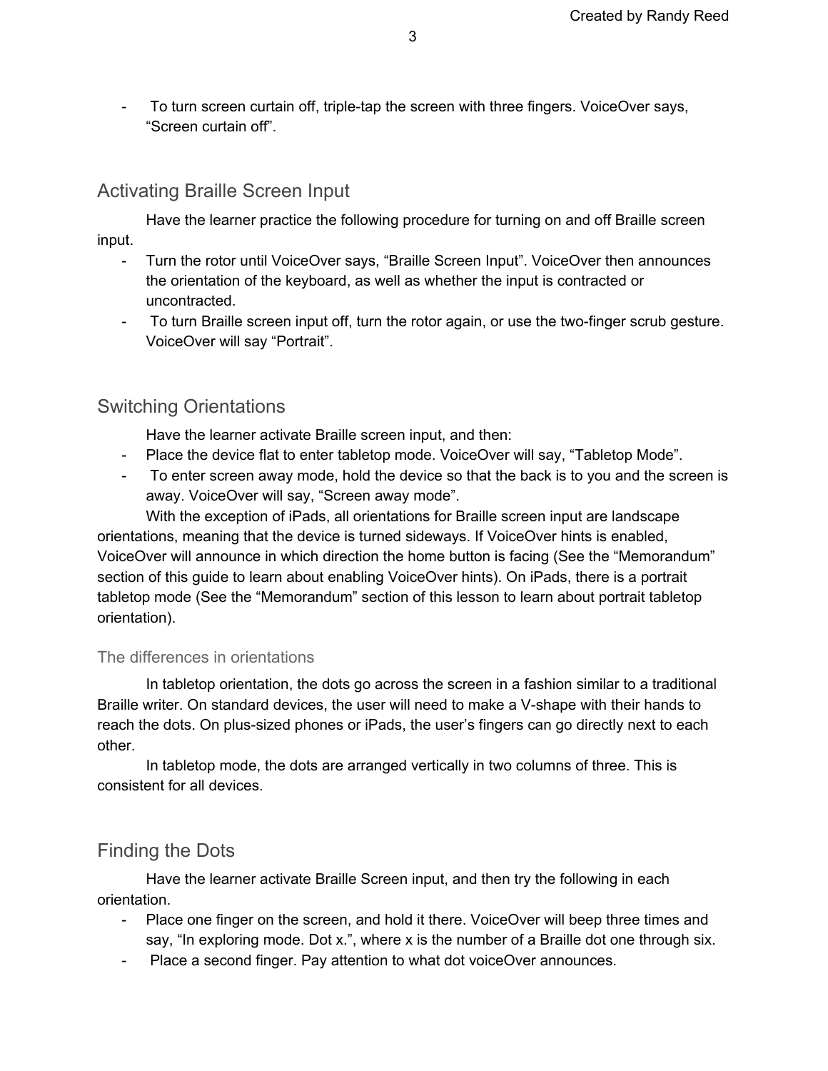- To turn screen curtain off, triple-tap the screen with three fingers. VoiceOver says, “Screen curtain off”.

## Activating Braille Screen Input

Have the learner practice the following procedure for turning on and off Braille screen input.

- Turn the rotor until VoiceOver says, “Braille Screen Input”. VoiceOver then announces the orientation of the keyboard, as well as whether the input is contracted or uncontracted.
- To turn Braille screen input off, turn the rotor again, or use the two-finger scrub gesture. VoiceOver will say “Portrait”.

## Switching Orientations

Have the learner activate Braille screen input, and then:

- Place the device flat to enter tabletop mode. VoiceOver will say, “Tabletop Mode”.
- To enter screen away mode, hold the device so that the back is to you and the screen is away. VoiceOver will say, “Screen away mode”.

With the exception of iPads, all orientations for Braille screen input are landscape orientations, meaning that the device is turned sideways. If VoiceOver hints is enabled, VoiceOver will announce in which direction the home button is facing (See the “Memorandum” section of this guide to learn about enabling VoiceOver hints). On iPads, there is a portrait tabletop mode (See the “Memorandum” section of this lesson to learn about portrait tabletop orientation).

### The differences in orientations

In tabletop orientation, the dots go across the screen in a fashion similar to a traditional Braille writer. On standard devices, the user will need to make a V-shape with their hands to reach the dots. On plus-sized phones or iPads, the user’s fingers can go directly next to each other.

In tabletop mode, the dots are arranged vertically in two columns of three. This is consistent for all devices.

## Finding the Dots

Have the learner activate Braille Screen input, and then try the following in each orientation.

- Place one finger on the screen, and hold it there. VoiceOver will beep three times and say, “In exploring mode. Dot x.”, where x is the number of a Braille dot one through six.
- Place a second finger. Pay attention to what dot voiceOver announces.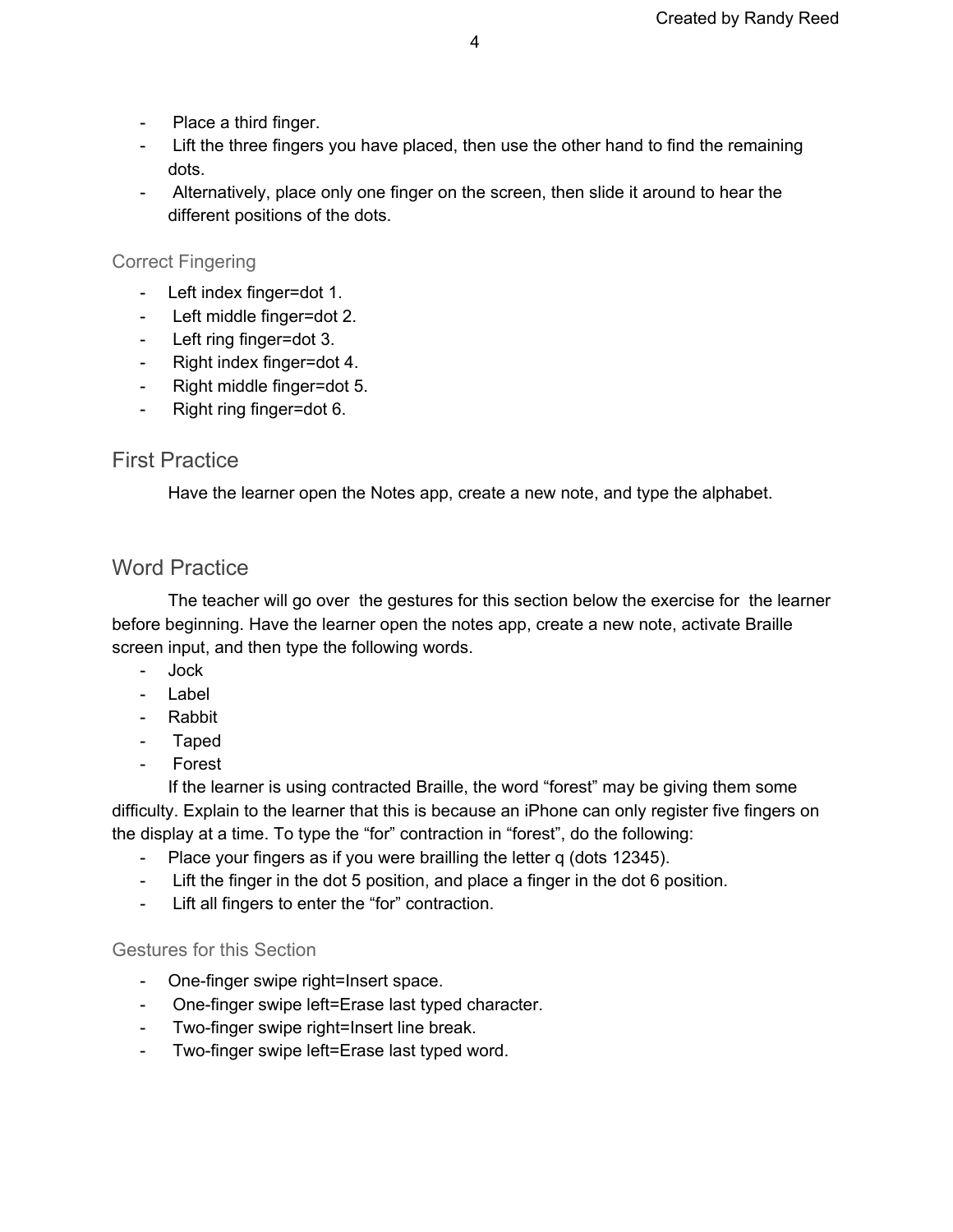- Place a third finger.
- Lift the three fingers you have placed, then use the other hand to find the remaining dots.
- Alternatively, place only one finger on the screen, then slide it around to hear the different positions of the dots.

### Correct Fingering

- Left index finger=dot 1.
- Left middle finger=dot 2.
- Left ring finger=dot 3.
- Right index finger=dot 4.
- Right middle finger=dot 5.
- Right ring finger=dot 6.

## First Practice

Have the learner open the Notes app, create a new note, and type the alphabet.

## Word Practice

The teacher will go over the gestures for this section below the exercise for the learner before beginning. Have the learner open the notes app, create a new note, activate Braille screen input, and then type the following words.

- Jock
- Label
- Rabbit
- Taped
- Forest

If the learner is using contracted Braille, the word “forest” may be giving them some difficulty. Explain to the learner that this is because an iPhone can only register five fingers on the display at a time. To type the “for” contraction in “forest”, do the following:

- Place your fingers as if you were brailling the letter q (dots 12345).
- Lift the finger in the dot 5 position, and place a finger in the dot 6 position.
- Lift all fingers to enter the “for” contraction.

### Gestures for this Section

- One-finger swipe right=Insert space.
- One-finger swipe left=Erase last typed character.
- Two-finger swipe right=Insert line break.
- Two-finger swipe left=Erase last typed word.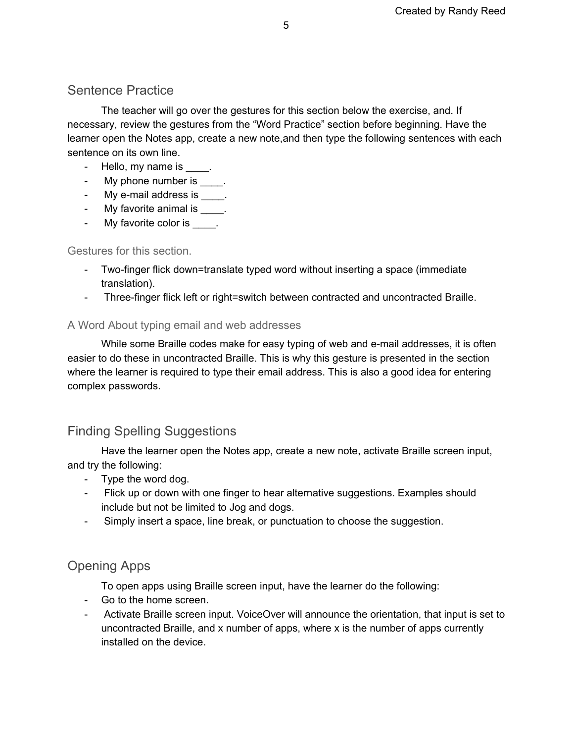## Sentence Practice

The teacher will go over the gestures for this section below the exercise, and. If necessary, review the gestures from the "Word Practice" section before beginning. Have the learner open the Notes app, create a new note,and then type the following sentences with each sentence on its own line.

- Hello, my name is ____.
- My phone number is ____.
- My e-mail address is ____.
- My favorite animal is ____.
- My favorite color is ____.

### Gestures for this section.

- Two-finger flick down=translate typed word without inserting a space (immediate translation).
- Three-finger flick left or right=switch between contracted and uncontracted Braille.

### A Word About typing email and web addresses

While some Braille codes make for easy typing of web and e-mail addresses, it is often easier to do these in uncontracted Braille. This is why this gesture is presented in the section where the learner is required to type their email address. This is also a good idea for entering complex passwords.

## Finding Spelling Suggestions

Have the learner open the Notes app, create a new note, activate Braille screen input, and try the following:

- Type the word dog.
- Flick up or down with one finger to hear alternative suggestions. Examples should include but not be limited to Jog and dogs.
- Simply insert a space, line break, or punctuation to choose the suggestion.

## Opening Apps

To open apps using Braille screen input, have the learner do the following:

- Go to the home screen.
- Activate Braille screen input. VoiceOver will announce the orientation, that input is set to uncontracted Braille, and x number of apps, where x is the number of apps currently installed on the device.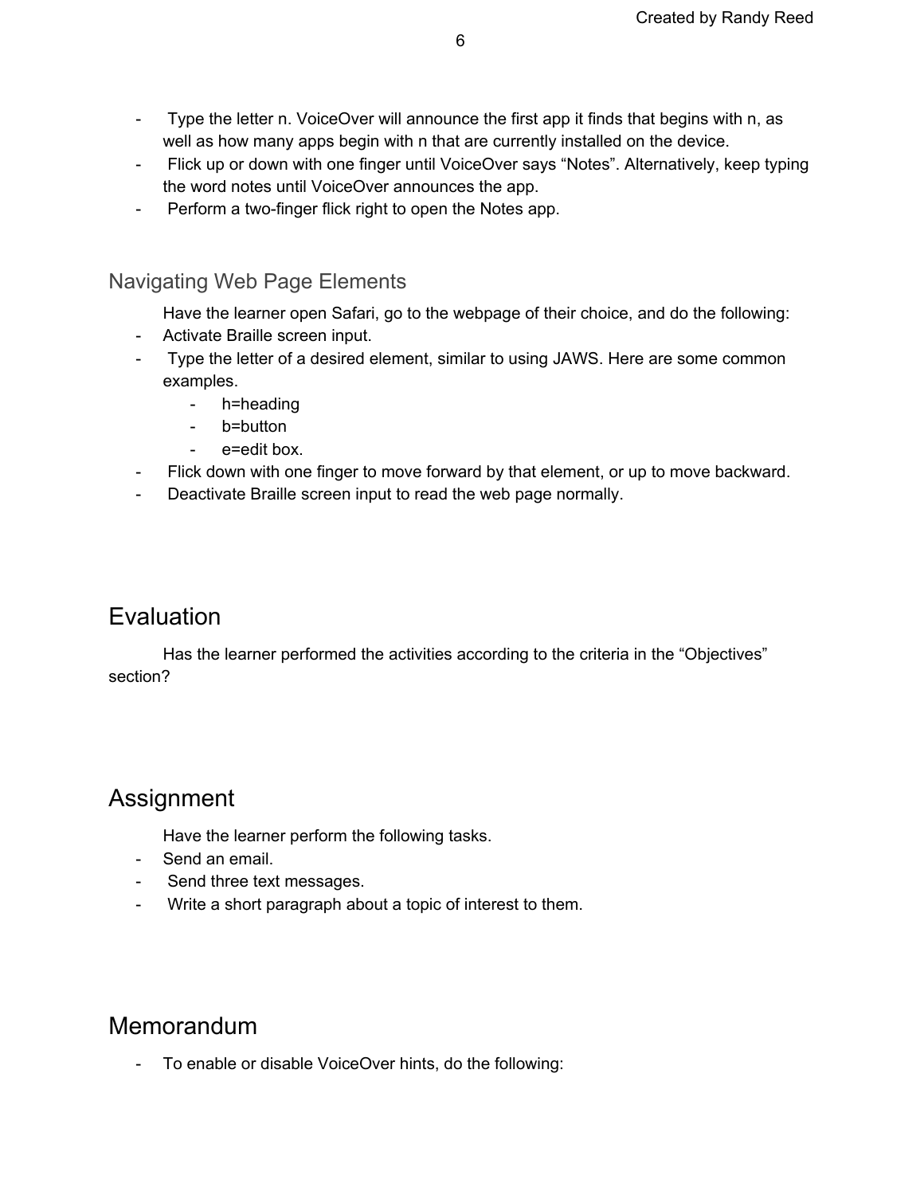- Type the letter n. VoiceOver will announce the first app it finds that begins with n, as well as how many apps begin with n that are currently installed on the device.
- Flick up or down with one finger until VoiceOver says “Notes”. Alternatively, keep typing the word notes until VoiceOver announces the app.
- Perform a two-finger flick right to open the Notes app.

### Navigating Web Page Elements

Have the learner open Safari, go to the webpage of their choice, and do the following:

- Activate Braille screen input.
- Type the letter of a desired element, similar to using JAWS. Here are some common examples.
    - h=heading
    - b=button
    - e=edit box.
- Flick down with one finger to move forward by that element, or up to move backward.
- Deactivate Braille screen input to read the web page normally.

## Evaluation

Has the learner performed the activities according to the criteria in the “Objectives” section?

## Assignment

Have the learner perform the following tasks.

- Send an email.
- Send three text messages.
- Write a short paragraph about a topic of interest to them.

## Memorandum

- To enable or disable VoiceOver hints, do the following: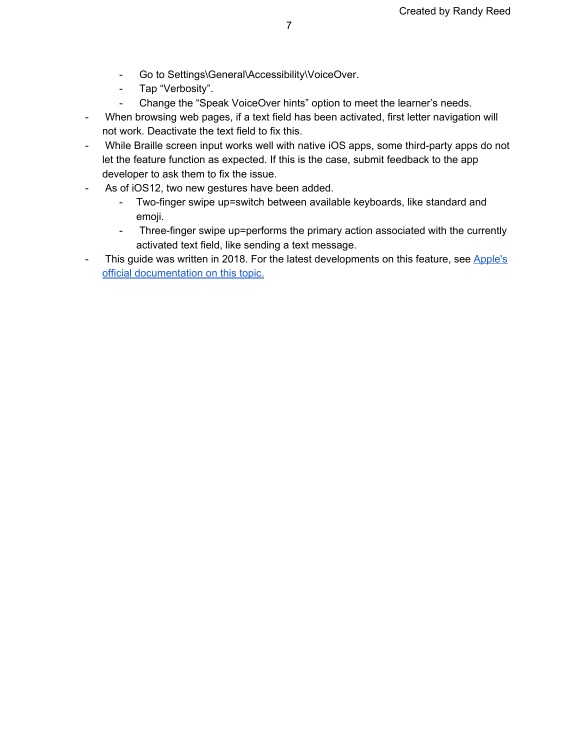- Go to Settings\General\Accessibility\VoiceOver.
    - Tap “Verbosity”.
    - Change the “Speak VoiceOver hints” option to meet the learner’s needs.
- When browsing web pages, if a text field has been activated, first letter navigation will not work. Deactivate the text field to fix this.
- While Braille screen input works well with native iOS apps, some third-party apps do not let the feature function as expected. If this is the case, submit feedback to the app developer to ask them to fix the issue.
- As of iOS12, two new gestures have been added.
    - Two-finger swipe up=switch between available keyboards, like standard and emoji.
    - Three-finger swipe up=performs the primary action associated with the currently activated text field, like sending a text message.
- This guide was written in 2018. For the latest developments on this feature, see [Apple's official documentation on this topic.]